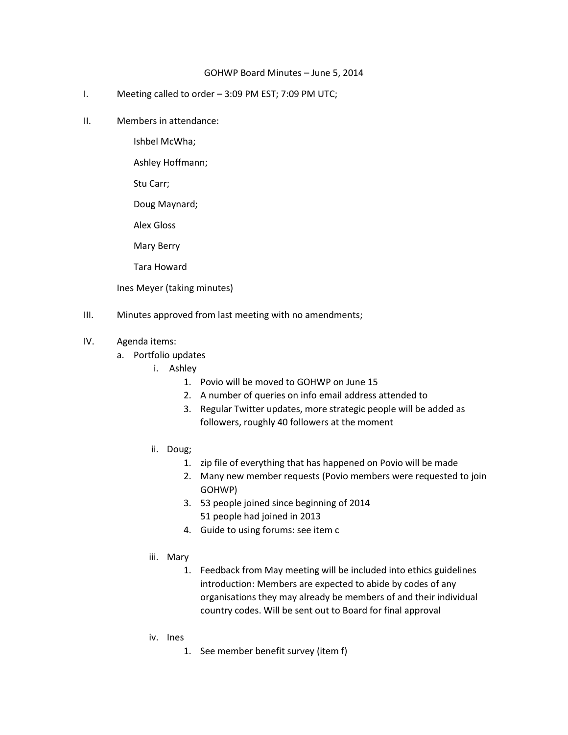# GOHWP Board Minutes – June 5, 2014

I. Meeting called to order – 3:09 PM EST; 7:09 PM UTC;

II. Members in attendance:

   Ishbel McWha;

   Ashley Hoffmann;

   Stu Carr;

   Doug Maynard;

   Alex Gloss

   Mary Berry

   Tara Howard

   Ines Meyer (taking minutes)

III. Minutes approved from last meeting with no amendments;

IV. Agenda items:

   a. Portfolio updates

      i. Ashley

         1. Povio will be moved to GOHWP on June 15
         2. A number of queries on info email address attended to
         3. Regular Twitter updates, more strategic people will be added as followers, roughly 40 followers at the moment

      ii. Doug;

         1. zip file of everything that has happened on Povio will be made
         2. Many new member requests (Povio members were requested to join GOHWP)
         3. 53 people joined since beginning of 2014
            51 people had joined in 2013
         4. Guide to using forums: see item c

      iii. Mary

         1. Feedback from May meeting will be included into ethics guidelines introduction: Members are expected to abide by codes of any organisations they may already be members of and their individual country codes. Will be sent out to Board for final approval

      iv. Ines

         1. See member benefit survey (item f)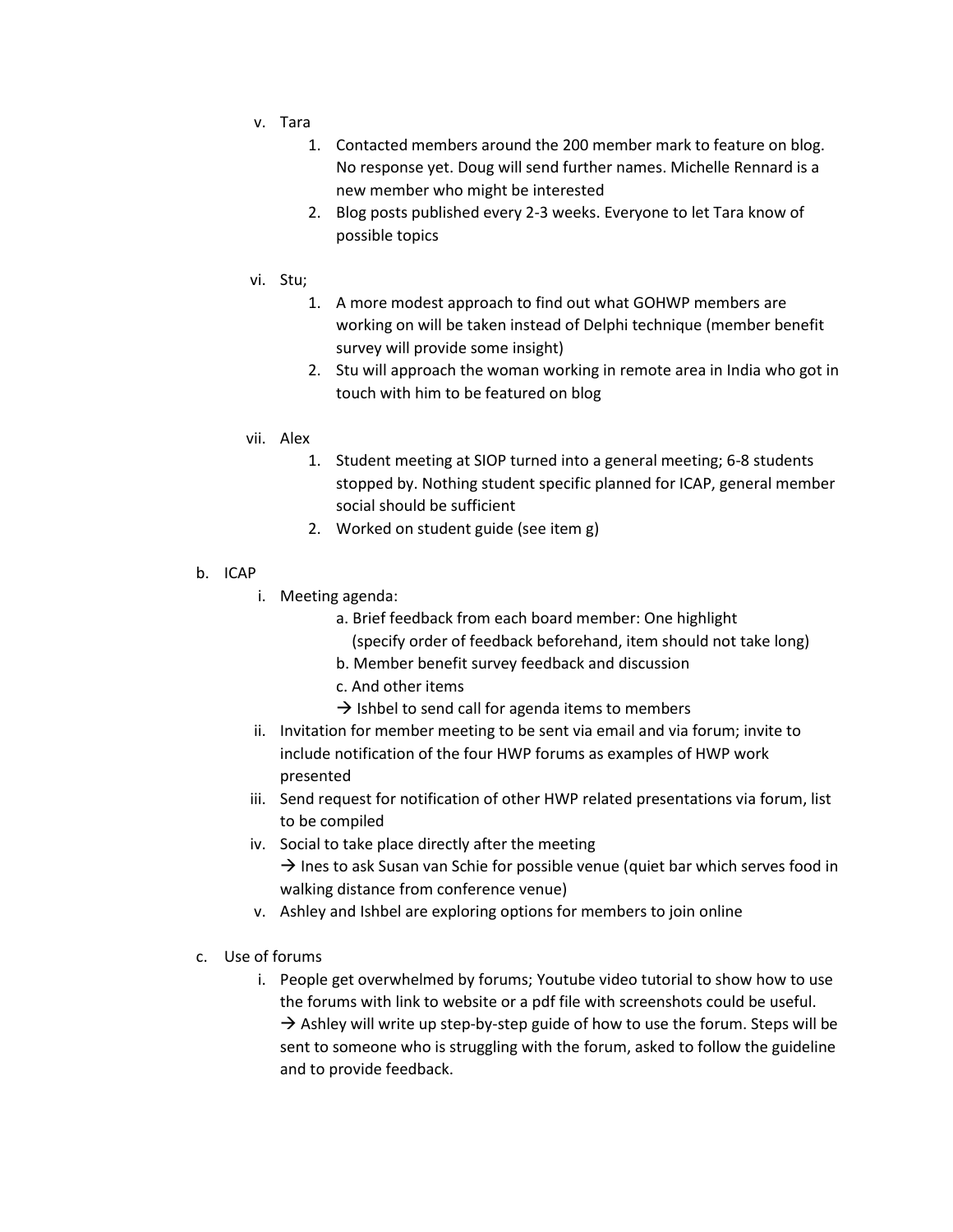v. Tara
   1. Contacted members around the 200 member mark to feature on blog. No response yet. Doug will send further names. Michelle Rennard is a new member who might be interested
   2. Blog posts published every 2-3 weeks. Everyone to let Tara know of possible topics

vi. Stu;
   1. A more modest approach to find out what GOHWP members are working on will be taken instead of Delphi technique (member benefit survey will provide some insight)
   2. Stu will approach the woman working in remote area in India who got in touch with him to be featured on blog

vii. Alex
   1. Student meeting at SIOP turned into a general meeting; 6-8 students stopped by. Nothing student specific planned for ICAP, general member social should be sufficient
   2. Worked on student guide (see item g)

b. ICAP
   i. Meeting agenda:
      a. Brief feedback from each board member: One highlight (specify order of feedback beforehand, item should not take long)
      b. Member benefit survey feedback and discussion
      c. And other items
      → Ishbel to send call for agenda items to members
   ii. Invitation for member meeting to be sent via email and via forum; invite to include notification of the four HWP forums as examples of HWP work presented
   iii. Send request for notification of other HWP related presentations via forum, list to be compiled
   iv. Social to take place directly after the meeting
      → Ines to ask Susan van Schie for possible venue (quiet bar which serves food in walking distance from conference venue)
   v. Ashley and Ishbel are exploring options for members to join online

c. Use of forums
   i. People get overwhelmed by forums; Youtube video tutorial to show how to use the forums with link to website or a pdf file with screenshots could be useful.
      → Ashley will write up step-by-step guide of how to use the forum. Steps will be sent to someone who is struggling with the forum, asked to follow the guideline and to provide feedback.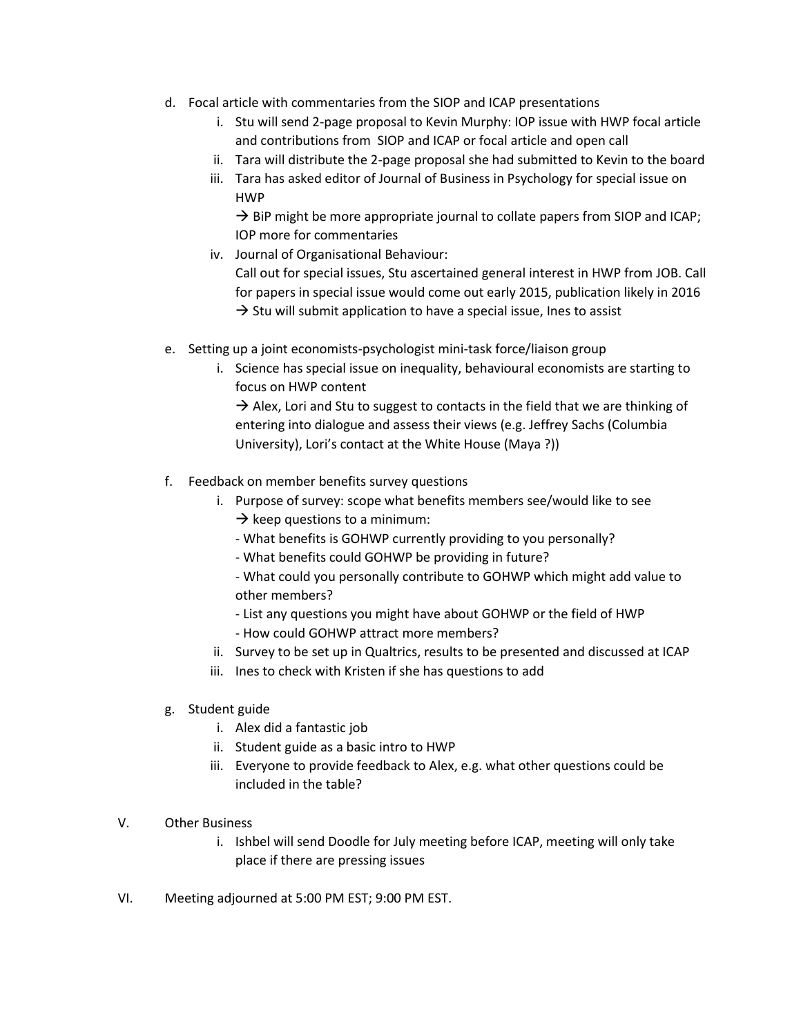d. Focal article with commentaries from the SIOP and ICAP presentations
   i. Stu will send 2-page proposal to Kevin Murphy: IOP issue with HWP focal article and contributions from SIOP and ICAP or focal article and open call
   ii. Tara will distribute the 2-page proposal she had submitted to Kevin to the board
   iii. Tara has asked editor of Journal of Business in Psychology for special issue on HWP
   → BiP might be more appropriate journal to collate papers from SIOP and ICAP; IOP more for commentaries
   iv. Journal of Organisational Behaviour:
   Call out for special issues, Stu ascertained general interest in HWP from JOB. Call for papers in special issue would come out early 2015, publication likely in 2016
   → Stu will submit application to have a special issue, Ines to assist

e. Setting up a joint economists-psychologist mini-task force/liaison group
   i. Science has special issue on inequality, behavioural economists are starting to focus on HWP content
   → Alex, Lori and Stu to suggest to contacts in the field that we are thinking of entering into dialogue and assess their views (e.g. Jeffrey Sachs (Columbia University), Lori's contact at the White House (Maya ?))

f. Feedback on member benefits survey questions
   i. Purpose of survey: scope what benefits members see/would like to see
   → keep questions to a minimum:
   - What benefits is GOHWP currently providing to you personally?
   - What benefits could GOHWP be providing in future?
   - What could you personally contribute to GOHWP which might add value to other members?
   - List any questions you might have about GOHWP or the field of HWP
   - How could GOHWP attract more members?
   ii. Survey to be set up in Qualtrics, results to be presented and discussed at ICAP
   iii. Ines to check with Kristen if she has questions to add

g. Student guide
   i. Alex did a fantastic job
   ii. Student guide as a basic intro to HWP
   iii. Everyone to provide feedback to Alex, e.g. what other questions could be included in the table?

V. Other Business
   i. Ishbel will send Doodle for July meeting before ICAP, meeting will only take place if there are pressing issues

VI. Meeting adjourned at 5:00 PM EST; 9:00 PM EST.